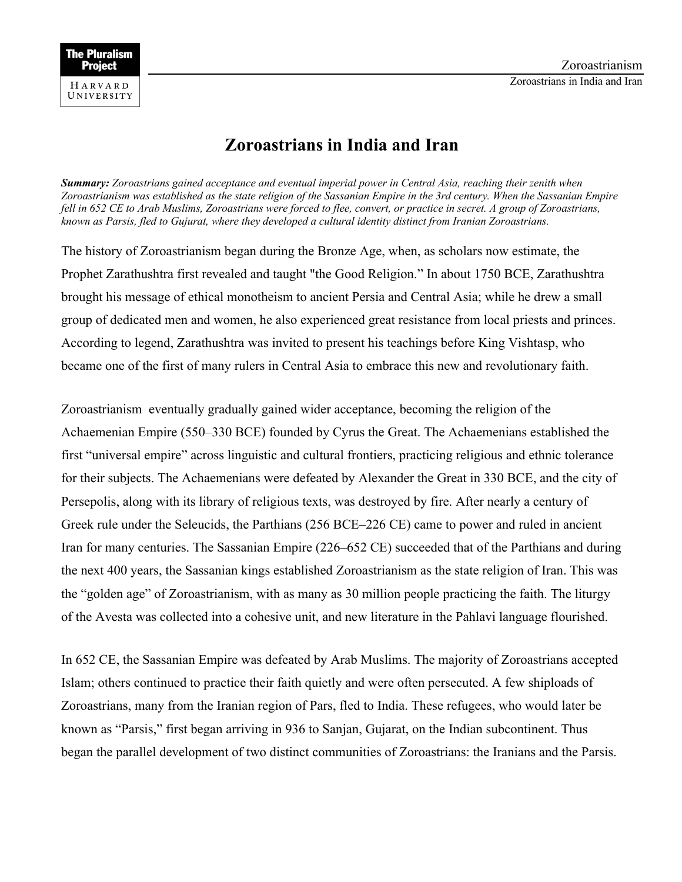# Zoroastrians in India and Iran

***Summary:*** *Zoroastrians gained acceptance and eventual imperial power in Central Asia, reaching their zenith when Zoroastrianism was established as the state religion of the Sassanian Empire in the 3rd century. When the Sassanian Empire fell in 652 CE to Arab Muslims, Zoroastrians were forced to flee, convert, or practice in secret. A group of Zoroastrians, known as Parsis, fled to Gujurat, where they developed a cultural identity distinct from Iranian Zoroastrians.*

The history of Zoroastrianism began during the Bronze Age, when, as scholars now estimate, the Prophet Zarathushtra first revealed and taught "the Good Religion." In about 1750 BCE, Zarathushtra brought his message of ethical monotheism to ancient Persia and Central Asia; while he drew a small group of dedicated men and women, he also experienced great resistance from local priests and princes. According to legend, Zarathushtra was invited to present his teachings before King Vishtasp, who became one of the first of many rulers in Central Asia to embrace this new and revolutionary faith.

Zoroastrianism eventually gradually gained wider acceptance, becoming the religion of the Achaemenian Empire (550–330 BCE) founded by Cyrus the Great. The Achaemenians established the first "universal empire" across linguistic and cultural frontiers, practicing religious and ethnic tolerance for their subjects. The Achaemenians were defeated by Alexander the Great in 330 BCE, and the city of Persepolis, along with its library of religious texts, was destroyed by fire. After nearly a century of Greek rule under the Seleucids, the Parthians (256 BCE–226 CE) came to power and ruled in ancient Iran for many centuries. The Sassanian Empire (226–652 CE) succeeded that of the Parthians and during the next 400 years, the Sassanian kings established Zoroastrianism as the state religion of Iran. This was the "golden age" of Zoroastrianism, with as many as 30 million people practicing the faith. The liturgy of the Avesta was collected into a cohesive unit, and new literature in the Pahlavi language flourished.

In 652 CE, the Sassanian Empire was defeated by Arab Muslims. The majority of Zoroastrians accepted Islam; others continued to practice their faith quietly and were often persecuted. A few shiploads of Zoroastrians, many from the Iranian region of Pars, fled to India. These refugees, who would later be known as "Parsis," first began arriving in 936 to Sanjan, Gujarat, on the Indian subcontinent. Thus began the parallel development of two distinct communities of Zoroastrians: the Iranians and the Parsis.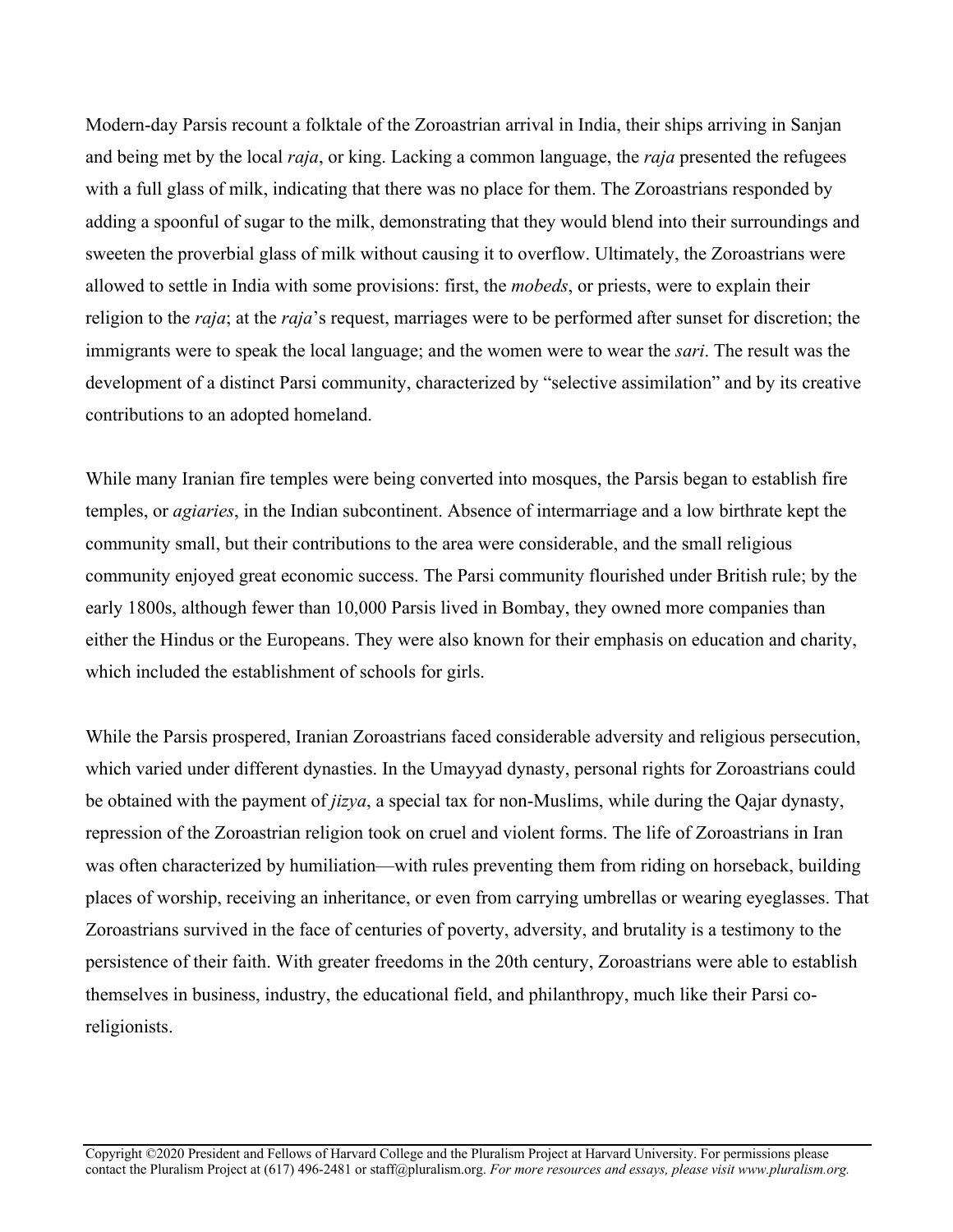Modern-day Parsis recount a folktale of the Zoroastrian arrival in India, their ships arriving in Sanjan and being met by the local *raja*, or king. Lacking a common language, the *raja* presented the refugees with a full glass of milk, indicating that there was no place for them. The Zoroastrians responded by adding a spoonful of sugar to the milk, demonstrating that they would blend into their surroundings and sweeten the proverbial glass of milk without causing it to overflow. Ultimately, the Zoroastrians were allowed to settle in India with some provisions: first, the *mobeds*, or priests, were to explain their religion to the *raja*; at the *raja*'s request, marriages were to be performed after sunset for discretion; the immigrants were to speak the local language; and the women were to wear the *sari*. The result was the development of a distinct Parsi community, characterized by "selective assimilation" and by its creative contributions to an adopted homeland.

While many Iranian fire temples were being converted into mosques, the Parsis began to establish fire temples, or *agiaries*, in the Indian subcontinent. Absence of intermarriage and a low birthrate kept the community small, but their contributions to the area were considerable, and the small religious community enjoyed great economic success. The Parsi community flourished under British rule; by the early 1800s, although fewer than 10,000 Parsis lived in Bombay, they owned more companies than either the Hindus or the Europeans. They were also known for their emphasis on education and charity, which included the establishment of schools for girls.

While the Parsis prospered, Iranian Zoroastrians faced considerable adversity and religious persecution, which varied under different dynasties. In the Umayyad dynasty, personal rights for Zoroastrians could be obtained with the payment of *jizya*, a special tax for non-Muslims, while during the Qajar dynasty, repression of the Zoroastrian religion took on cruel and violent forms. The life of Zoroastrians in Iran was often characterized by humiliation—with rules preventing them from riding on horseback, building places of worship, receiving an inheritance, or even from carrying umbrellas or wearing eyeglasses. That Zoroastrians survived in the face of centuries of poverty, adversity, and brutality is a testimony to the persistence of their faith. With greater freedoms in the 20th century, Zoroastrians were able to establish themselves in business, industry, the educational field, and philanthropy, much like their Parsi co-religionists.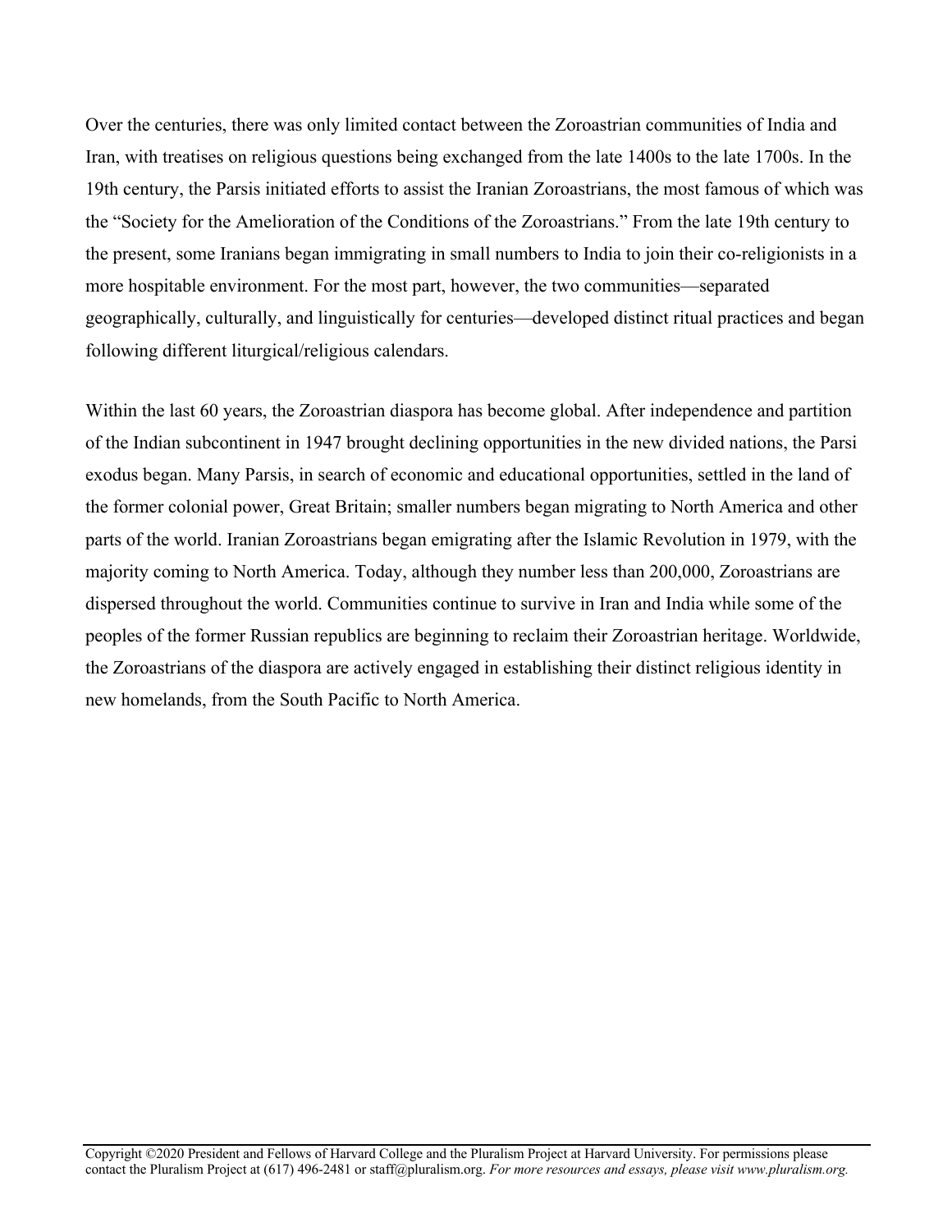Over the centuries, there was only limited contact between the Zoroastrian communities of India and Iran, with treatises on religious questions being exchanged from the late 1400s to the late 1700s. In the 19th century, the Parsis initiated efforts to assist the Iranian Zoroastrians, the most famous of which was the "Society for the Amelioration of the Conditions of the Zoroastrians." From the late 19th century to the present, some Iranians began immigrating in small numbers to India to join their co-religionists in a more hospitable environment. For the most part, however, the two communities—separated geographically, culturally, and linguistically for centuries—developed distinct ritual practices and began following different liturgical/religious calendars.

Within the last 60 years, the Zoroastrian diaspora has become global. After independence and partition of the Indian subcontinent in 1947 brought declining opportunities in the new divided nations, the Parsi exodus began. Many Parsis, in search of economic and educational opportunities, settled in the land of the former colonial power, Great Britain; smaller numbers began migrating to North America and other parts of the world. Iranian Zoroastrians began emigrating after the Islamic Revolution in 1979, with the majority coming to North America. Today, although they number less than 200,000, Zoroastrians are dispersed throughout the world. Communities continue to survive in Iran and India while some of the peoples of the former Russian republics are beginning to reclaim their Zoroastrian heritage. Worldwide, the Zoroastrians of the diaspora are actively engaged in establishing their distinct religious identity in new homelands, from the South Pacific to North America.